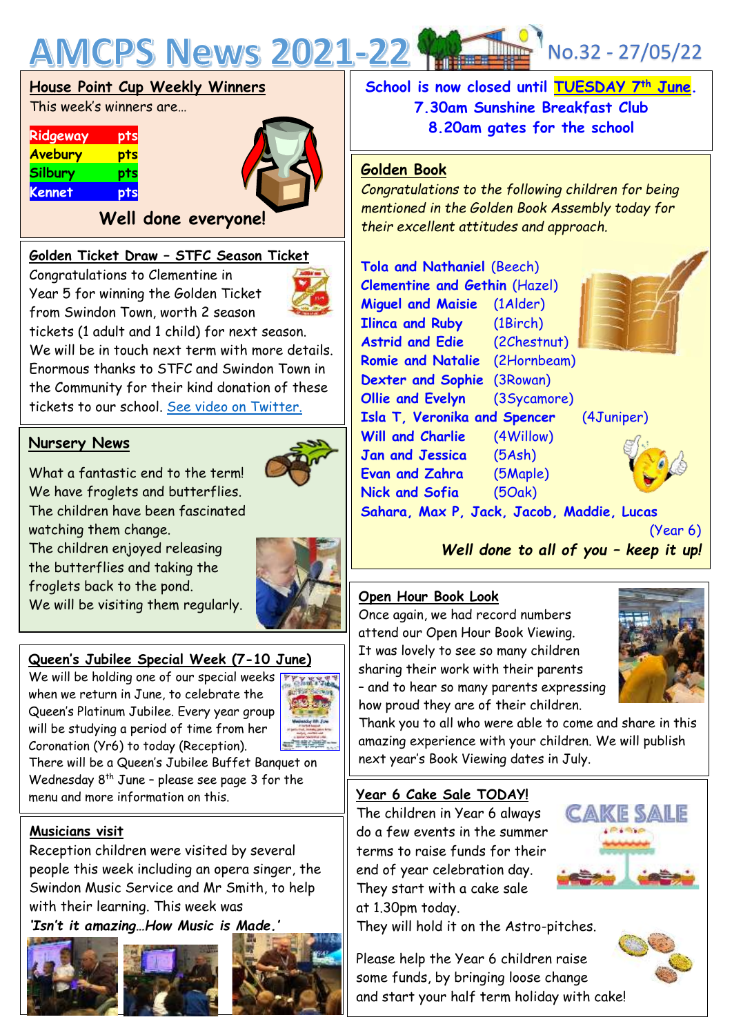# AMCPS News 2021-22

No.32 - 27/05/22

## House Point Cup Weekly Winners

This week's winners are…

| | |
|---|---|
| Ridgeway | pts |
| Avebury | pts |
| Silbury | pts |
| Kennet | pts |

**Well done everyone!**

## Golden Ticket Draw – STFC Season Ticket

Congratulations to Clementine in Year 5 for winning the Golden Ticket from Swindon Town, worth 2 season tickets (1 adult and 1 child) for next season. We will be in touch next term with more details. Enormous thanks to STFC and Swindon Town in the Community for their kind donation of these tickets to our school. See video on Twitter.

## Nursery News

What a fantastic end to the term! We have froglets and butterflies. The children have been fascinated watching them change. The children enjoyed releasing the butterflies and taking the froglets back to the pond. We will be visiting them regularly.

## Queen's Jubilee Special Week (7-10 June)

We will be holding one of our special weeks when we return in June, to celebrate the Queen's Platinum Jubilee. Every year group will be studying a period of time from her Coronation (Yr6) to today (Reception). There will be a Queen's Jubilee Buffet Banquet on Wednesday 8th June – please see page 3 for the menu and more information on this.

## Musicians visit

Reception children were visited by several people this week including an opera singer, the Swindon Music Service and Mr Smith, to help with their learning. This week was ***'Isn't it amazing…How Music is Made.'***

**School is now closed until TUESDAY 7th June.**
**7.30am Sunshine Breakfast Club**
**8.20am gates for the school**

## Golden Book

*Congratulations to the following children for being mentioned in the Golden Book Assembly today for their excellent attitudes and approach.*

**Tola and Nathaniel** (Beech)
**Clementine and Gethin** (Hazel)
**Miguel and Maisie** (1Alder)
**Ilinca and Ruby** (1Birch)
**Astrid and Edie** (2Chestnut)
**Romie and Natalie** (2Hornbeam)
**Dexter and Sophie** (3Rowan)
**Ollie and Evelyn** (3Sycamore)
**Isla T, Veronika and Spencer** (4Juniper)
**Will and Charlie** (4Willow)
**Jan and Jessica** (5Ash)
**Evan and Zahra** (5Maple)
**Nick and Sofia** (5Oak)
**Sahara, Max P, Jack, Jacob, Maddie, Lucas** (Year 6)

***Well done to all of you – keep it up!***

## Open Hour Book Look

Once again, we had record numbers attend our Open Hour Book Viewing. It was lovely to see so many children sharing their work with their parents – and to hear so many parents expressing how proud they are of their children. Thank you to all who were able to come and share in this amazing experience with your children. We will publish next year's Book Viewing dates in July.

## Year 6 Cake Sale TODAY!

The children in Year 6 always do a few events in the summer terms to raise funds for their end of year celebration day. They start with a cake sale at 1.30pm today. They will hold it on the Astro-pitches.

Please help the Year 6 children raise some funds, by bringing loose change and start your half term holiday with cake!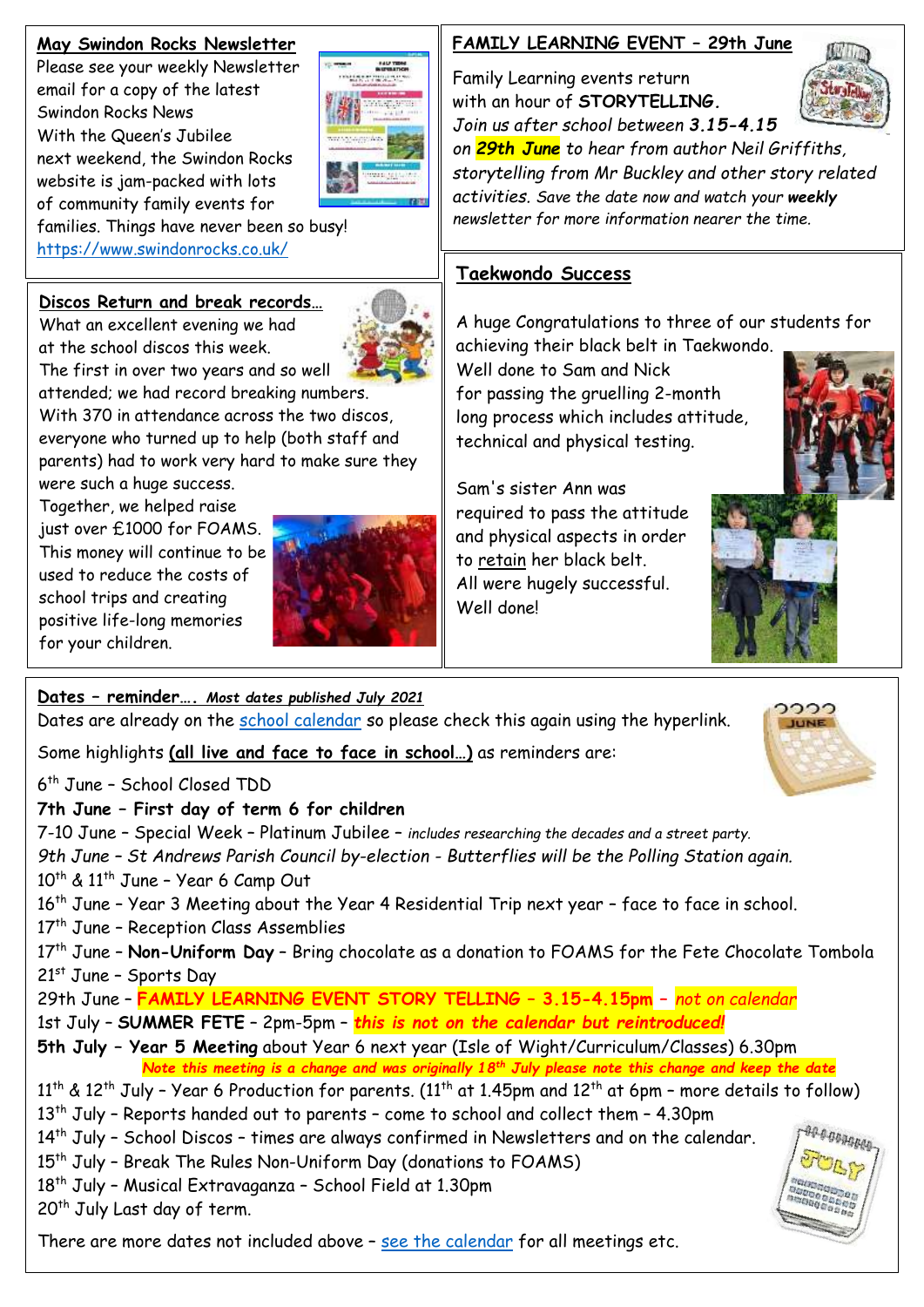## May Swindon Rocks Newsletter

Please see your weekly Newsletter email for a copy of the latest Swindon Rocks News

With the Queen's Jubilee next weekend, the Swindon Rocks website is jam-packed with lots of community family events for families. Things have never been so busy!

https://www.swindonrocks.co.uk/

## Discos Return and break records…

What an excellent evening we had at the school discos this week.

The first in over two years and so well attended; we had record breaking numbers.

With 370 in attendance across the two discos, everyone who turned up to help (both staff and parents) had to work very hard to make sure they were such a huge success.

Together, we helped raise just over £1000 for FOAMS.

This money will continue to be used to reduce the costs of school trips and creating positive life-long memories for your children.

## FAMILY LEARNING EVENT – 29th June

Family Learning events return with an hour of **STORYTELLING**.

*Join us after school between **3.15-4.15** on **29th June** to hear from author Neil Griffiths, storytelling from Mr Buckley and other story related activities. Save the date now and watch your **weekly** newsletter for more information nearer the time.*

## Taekwondo Success

A huge Congratulations to three of our students for achieving their black belt in Taekwondo.

Well done to Sam and Nick for passing the gruelling 2-month long process which includes attitude, technical and physical testing.

Sam's sister Ann was required to pass the attitude and physical aspects in order to retain her black belt.

All were hugely successful.

Well done!

## Dates – reminder…. *Most dates published July 2021*

Dates are already on the school calendar so please check this again using the hyperlink.

Some highlights **(all live and face to face in school…)** as reminders are:

6th June – School Closed TDD

**7th June – First day of term 6 for children**

7-10 June – Special Week – Platinum Jubilee – *includes researching the decades and a street party.*

*9th June – St Andrews Parish Council by-election - Butterflies will be the Polling Station again.*

10th & 11th June – Year 6 Camp Out

16th June – Year 3 Meeting about the Year 4 Residential Trip next year – face to face in school.

17th June – Reception Class Assemblies

17th June – **Non-Uniform Day** – Bring chocolate as a donation to FOAMS for the Fete Chocolate Tombola

21st June – Sports Day

29th June – **FAMILY LEARNING EVENT STORY TELLING – 3.15-4.15pm** – *not on calendar*

1st July – **SUMMER FETE** – 2pm-5pm – ***this is not on the calendar but reintroduced!***

**5th July – Year 5 Meeting** about Year 6 next year (Isle of Wight/Curriculum/Classes) 6.30pm

***Note this meeting is a change and was originally 18th July please note this change and keep the date***

11th & 12th July – Year 6 Production for parents. (11th at 1.45pm and 12th at 6pm – more details to follow)

13th July – Reports handed out to parents – come to school and collect them – 4.30pm

14th July – School Discos – times are always confirmed in Newsletters and on the calendar.

15th July – Break The Rules Non-Uniform Day (donations to FOAMS)

18th July – Musical Extravaganza – School Field at 1.30pm

20th July Last day of term.

There are more dates not included above – see the calendar for all meetings etc.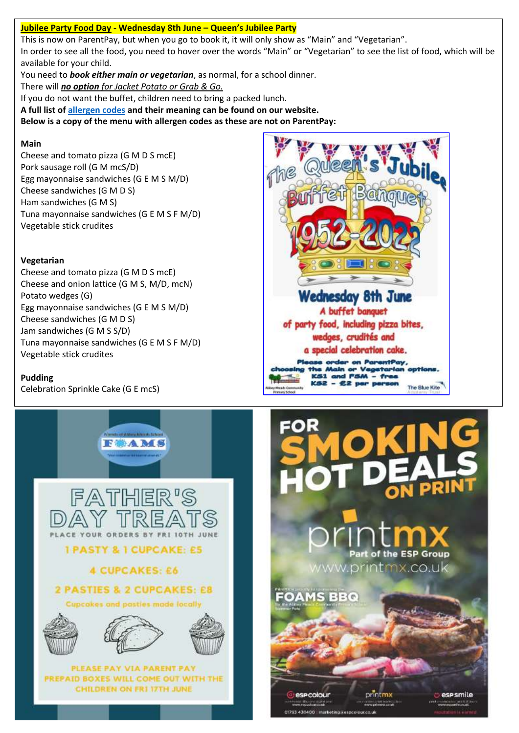**Jubilee Party Food Day - Wednesday 8th June – Queen's Jubilee Party**

This is now on ParentPay, but when you go to book it, it will only show as "Main" and "Vegetarian".

In order to see all the food, you need to hover over the words "Main" or "Vegetarian" to see the list of food, which will be available for your child.

You need to ***book either main or vegetarian***, as normal, for a school dinner.

There will ***no option*** for Jacket Potato or Grab & Go.

If you do not want the buffet, children need to bring a packed lunch.

**A full list of allergen codes and their meaning can be found on our website.**

**Below is a copy of the menu with allergen codes as these are not on ParentPay:**

**Main**

Cheese and tomato pizza (G M D S mcE)
Pork sausage roll (G M mcS/D)
Egg mayonnaise sandwiches (G E M S M/D)
Cheese sandwiches (G M D S)
Ham sandwiches (G M S)
Tuna mayonnaise sandwiches (G E M S F M/D)
Vegetable stick crudites

**Vegetarian**

Cheese and tomato pizza (G M D S mcE)
Cheese and onion lattice (G M S, M/D, mcN)
Potato wedges (G)
Egg mayonnaise sandwiches (G E M S M/D)
Cheese sandwiches (G M D S)
Jam sandwiches (G M S S/D)
Tuna mayonnaise sandwiches (G E M S F M/D)
Vegetable stick crudites

**Pudding**

Celebration Sprinkle Cake (G E mcS)

The Queen's Jubilee Buffet Banquet
1952-2022
Wednesday 8th June
A buffet banquet of party food, including pizza bites, wedges, crudités and a special celebration cake.
Please order on ParentPay, choosing the Main or Vegetarian options.
KS1 and FSM - free
KS2 - £2 per person

FOAMS

FATHER'S DAY TREATS
PLACE YOUR ORDERS BY FRI 10TH JUNE
1 PASTY & 1 CUPCAKE: £5
4 CUPCAKES: £6
2 PASTIES & 2 CUPCAKES: £8
Cupcakes and pasties made locally
PLEASE PAY VIA PARENT PAY
PREPAID BOXES WILL COME OUT WITH THE CHILDREN ON FRI 17TH JUNE

FOR SMOKING HOT DEALS ON PRINT
printmx
Part of the ESP Group
www.printmx.co.uk
FOAMS BBQ
espcolour printmx espsmile
01793 438400 | marketing@espcolour.co.uk